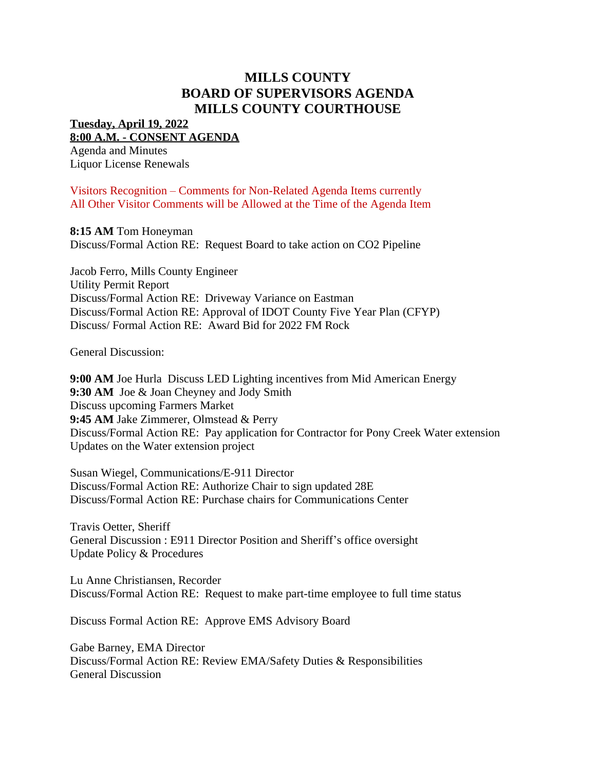# MILLS COUNTY
# BOARD OF SUPERVISORS AGENDA
# MILLS COUNTY COURTHOUSE

**Tuesday, April 19, 2022**
**8:00 A.M. - CONSENT AGENDA**
Agenda and Minutes
Liquor License Renewals

Visitors Recognition – Comments for Non-Related Agenda Items currently
All Other Visitor Comments will be Allowed at the Time of the Agenda Item

**8:15 AM** Tom Honeyman
Discuss/Formal Action RE: Request Board to take action on $CO_2$ Pipeline

Jacob Ferro, Mills County Engineer
Utility Permit Report
Discuss/Formal Action RE: Driveway Variance on Eastman
Discuss/Formal Action RE: Approval of IDOT County Five Year Plan (CFYP)
Discuss/ Formal Action RE: Award Bid for 2022 FM Rock

General Discussion:

**9:00 AM** Joe Hurla Discuss LED Lighting incentives from Mid American Energy
**9:30 AM** Joe & Joan Cheyney and Jody Smith
Discuss upcoming Farmers Market
**9:45 AM** Jake Zimmerer, Olmstead & Perry
Discuss/Formal Action RE: Pay application for Contractor for Pony Creek Water extension
Updates on the Water extension project

Susan Wiegel, Communications/E-911 Director
Discuss/Formal Action RE: Authorize Chair to sign updated 28E
Discuss/Formal Action RE: Purchase chairs for Communications Center

Travis Oetter, Sheriff
General Discussion : E911 Director Position and Sheriff's office oversight
Update Policy & Procedures

Lu Anne Christiansen, Recorder
Discuss/Formal Action RE: Request to make part-time employee to full time status

Discuss Formal Action RE: Approve EMS Advisory Board

Gabe Barney, EMA Director
Discuss/Formal Action RE: Review EMA/Safety Duties & Responsibilities
General Discussion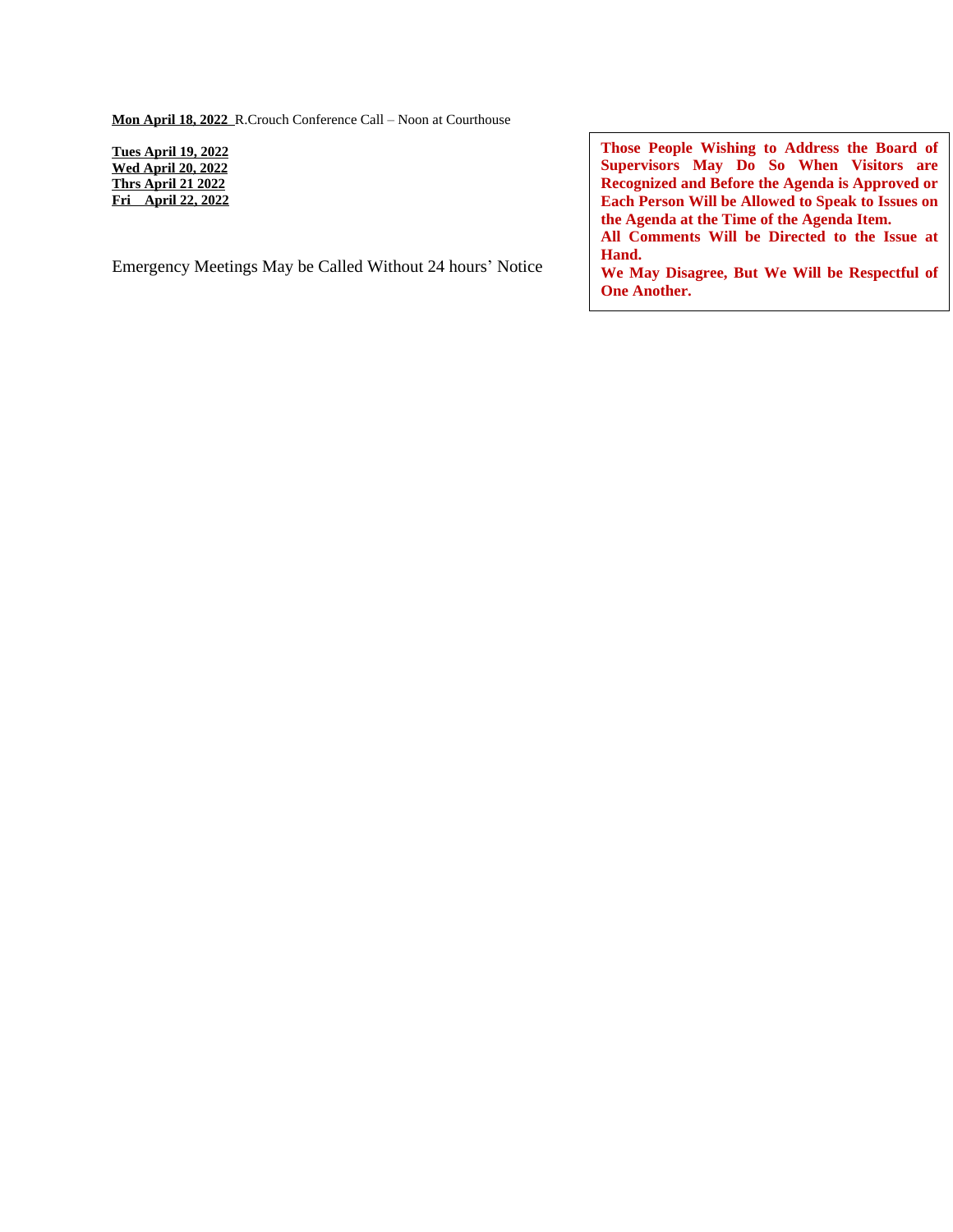**Mon April 18, 2022** R.Crouch Conference Call – Noon at Courthouse

**Tues April 19, 2022**
**Wed April 20, 2022**
**Thrs April 21 2022**
**Fri April 22, 2022**

Emergency Meetings May be Called Without 24 hours' Notice

**Those People Wishing to Address the Board of Supervisors May Do So When Visitors are Recognized and Before the Agenda is Approved or Each Person Will be Allowed to Speak to Issues on the Agenda at the Time of the Agenda Item.**
**All Comments Will be Directed to the Issue at Hand.**
**We May Disagree, But We Will be Respectful of One Another.**